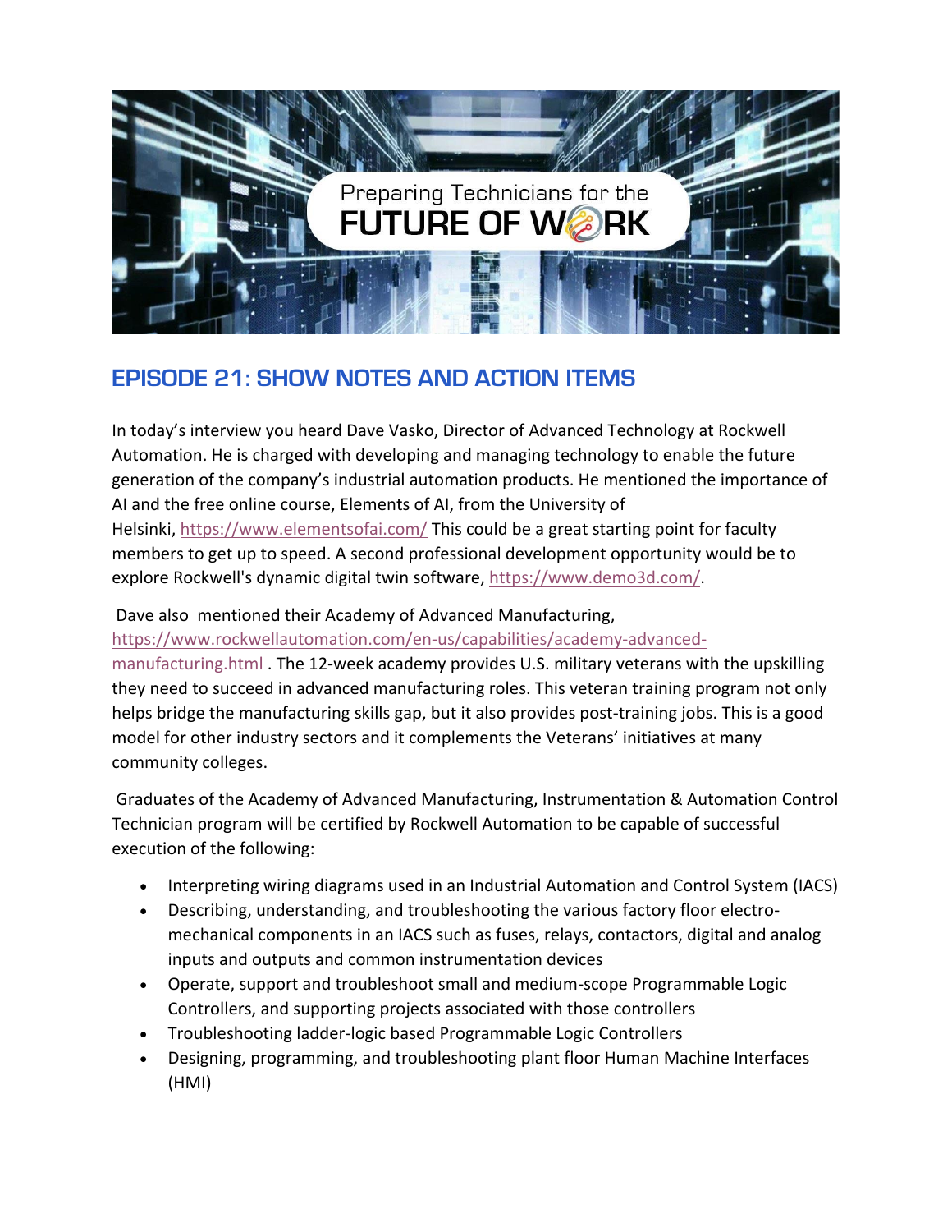Preparing Technicians for the

FUTURE OF WORK

## EPISODE 21: SHOW NOTES AND ACTION ITEMS

In today's interview you heard Dave Vasko, Director of Advanced Technology at Rockwell Automation. He is charged with developing and managing technology to enable the future generation of the company's industrial automation products. He mentioned the importance of AI and the free online course, Elements of AI, from the University of Helsinki, https://www.elementsofai.com/ This could be a great starting point for faculty members to get up to speed. A second professional development opportunity would be to explore Rockwell's dynamic digital twin software, https://www.demo3d.com/.

Dave also mentioned their Academy of Advanced Manufacturing, https://www.rockwellautomation.com/en-us/capabilities/academy-advanced-manufacturing.html . The 12-week academy provides U.S. military veterans with the upskilling they need to succeed in advanced manufacturing roles. This veteran training program not only helps bridge the manufacturing skills gap, but it also provides post-training jobs. This is a good model for other industry sectors and it complements the Veterans' initiatives at many community colleges.

Graduates of the Academy of Advanced Manufacturing, Instrumentation & Automation Control Technician program will be certified by Rockwell Automation to be capable of successful execution of the following:

- Interpreting wiring diagrams used in an Industrial Automation and Control System (IACS)
- Describing, understanding, and troubleshooting the various factory floor electro-mechanical components in an IACS such as fuses, relays, contactors, digital and analog inputs and outputs and common instrumentation devices
- Operate, support and troubleshoot small and medium-scope Programmable Logic Controllers, and supporting projects associated with those controllers
- Troubleshooting ladder-logic based Programmable Logic Controllers
- Designing, programming, and troubleshooting plant floor Human Machine Interfaces (HMI)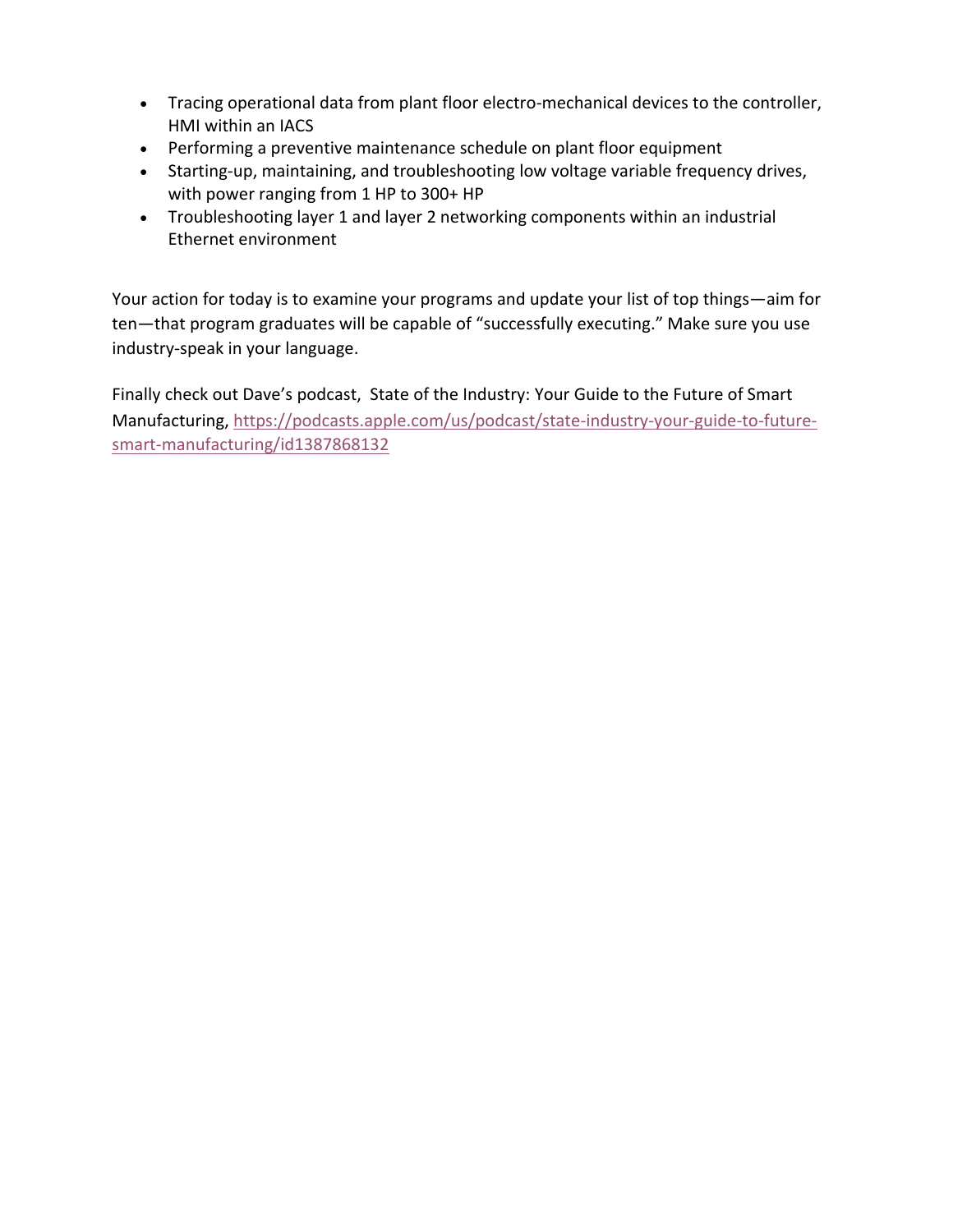- Tracing operational data from plant floor electro-mechanical devices to the controller, HMI within an IACS
- Performing a preventive maintenance schedule on plant floor equipment
- Starting-up, maintaining, and troubleshooting low voltage variable frequency drives, with power ranging from 1 HP to 300+ HP
- Troubleshooting layer 1 and layer 2 networking components within an industrial Ethernet environment

Your action for today is to examine your programs and update your list of top things—aim for ten—that program graduates will be capable of "successfully executing." Make sure you use industry-speak in your language.

Finally check out Dave's podcast, State of the Industry: Your Guide to the Future of Smart Manufacturing, https://podcasts.apple.com/us/podcast/state-industry-your-guide-to-future-smart-manufacturing/id1387868132